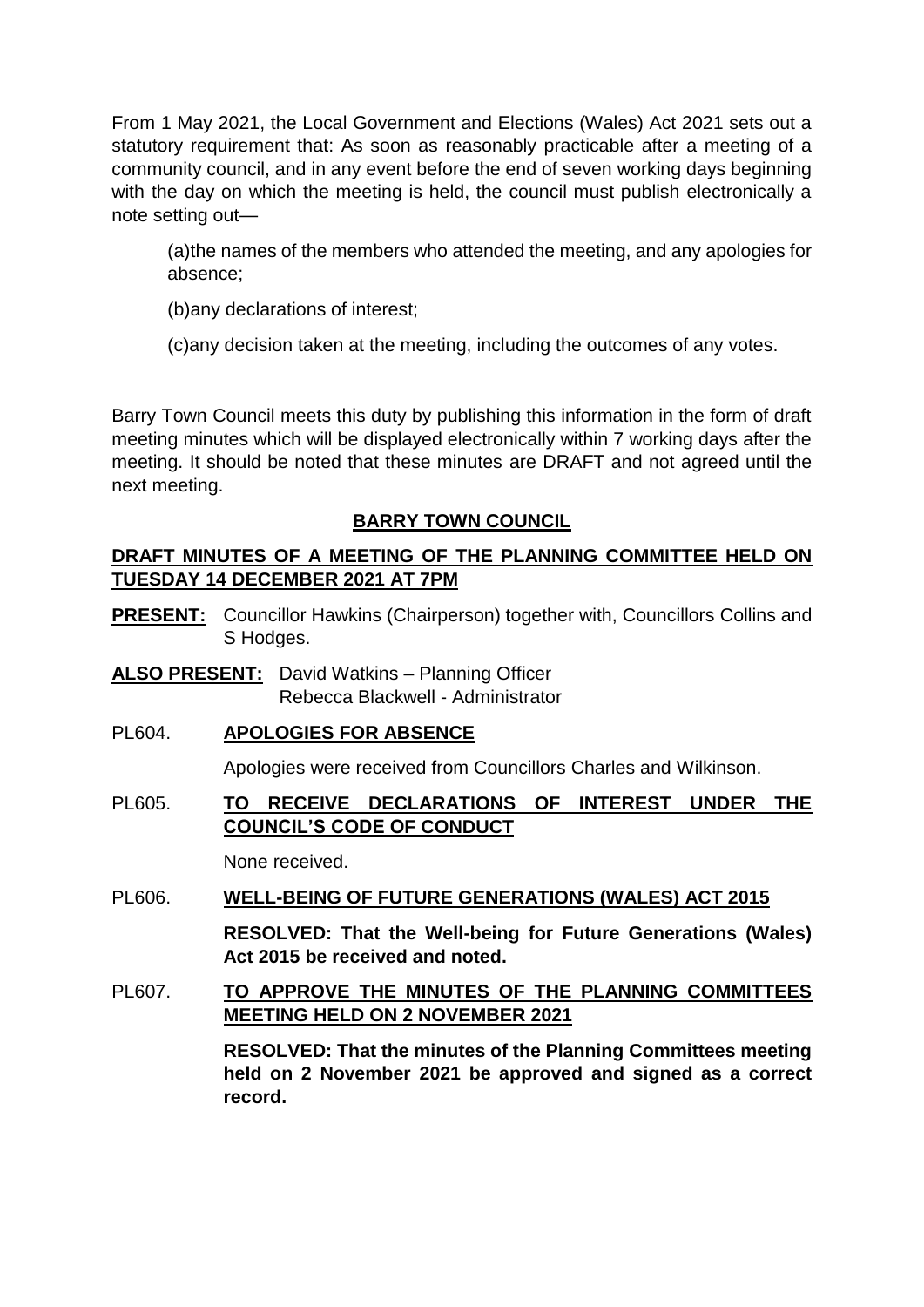From 1 May 2021, the Local Government and Elections (Wales) Act 2021 sets out a statutory requirement that: As soon as reasonably practicable after a meeting of a community council, and in any event before the end of seven working days beginning with the day on which the meeting is held, the council must publish electronically a note setting out—

(a)the names of the members who attended the meeting, and any apologies for absence;

(b)any declarations of interest;

(c)any decision taken at the meeting, including the outcomes of any votes.

Barry Town Council meets this duty by publishing this information in the form of draft meeting minutes which will be displayed electronically within 7 working days after the meeting. It should be noted that these minutes are DRAFT and not agreed until the next meeting.

**BARRY TOWN COUNCIL**

**DRAFT MINUTES OF A MEETING OF THE PLANNING COMMITTEE HELD ON TUESDAY 14 DECEMBER 2021 AT 7PM**

**PRESENT:** Councillor Hawkins (Chairperson) together with, Councillors Collins and S Hodges.

**ALSO PRESENT:** David Watkins – Planning Officer
Rebecca Blackwell - Administrator

PL604. **APOLOGIES FOR ABSENCE**

Apologies were received from Councillors Charles and Wilkinson.

PL605. **TO RECEIVE DECLARATIONS OF INTEREST UNDER THE COUNCIL'S CODE OF CONDUCT**

None received.

PL606. **WELL-BEING OF FUTURE GENERATIONS (WALES) ACT 2015**

**RESOLVED: That the Well-being for Future Generations (Wales) Act 2015 be received and noted.**

PL607. **TO APPROVE THE MINUTES OF THE PLANNING COMMITTEES MEETING HELD ON 2 NOVEMBER 2021**

**RESOLVED: That the minutes of the Planning Committees meeting held on 2 November 2021 be approved and signed as a correct record.**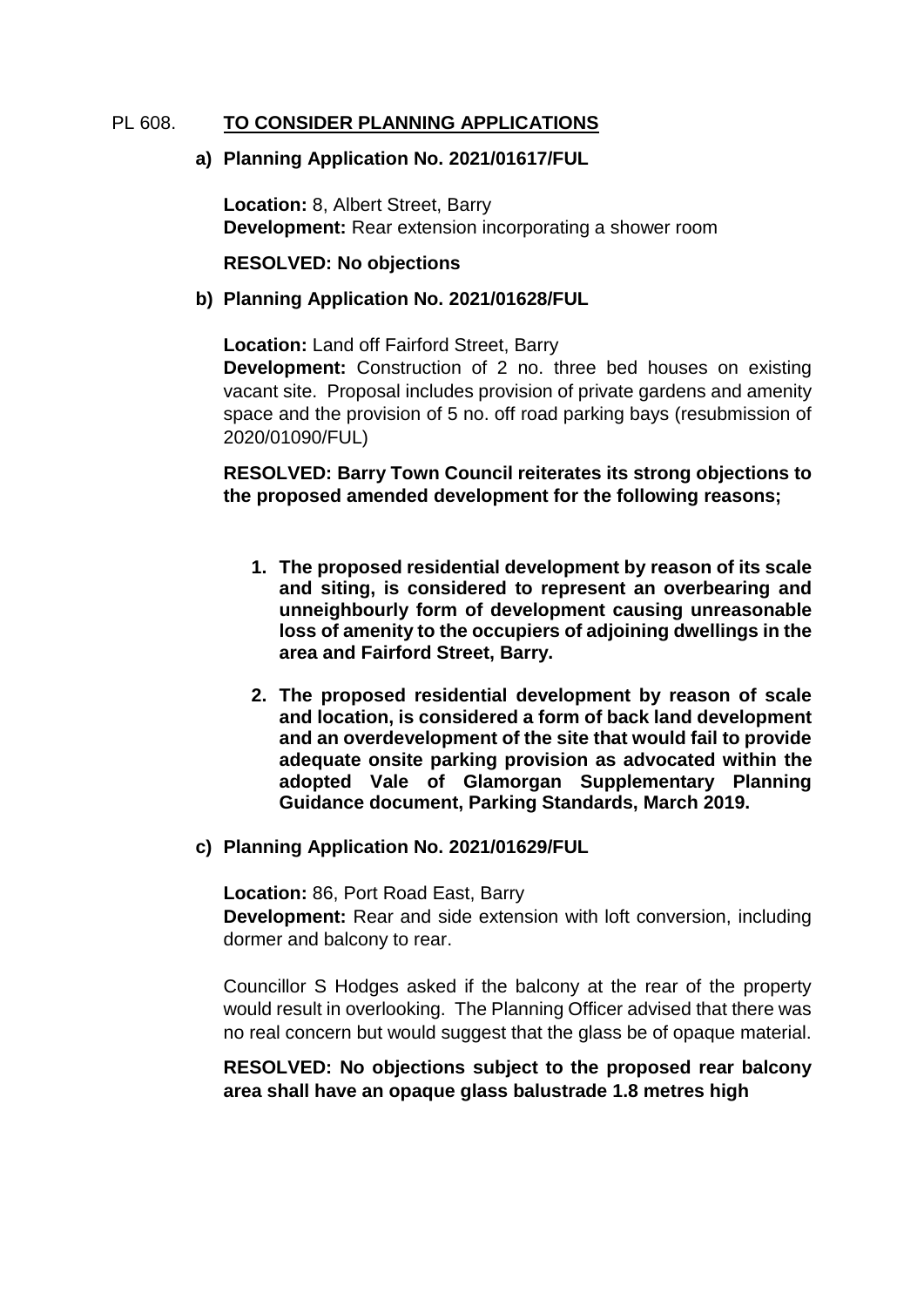PL 608. **TO CONSIDER PLANNING APPLICATIONS**

**a) Planning Application No. 2021/01617/FUL**

**Location:** 8, Albert Street, Barry
**Development:** Rear extension incorporating a shower room

**RESOLVED: No objections**

**b) Planning Application No. 2021/01628/FUL**

**Location:** Land off Fairford Street, Barry
**Development:** Construction of 2 no. three bed houses on existing vacant site. Proposal includes provision of private gardens and amenity space and the provision of 5 no. off road parking bays (resubmission of 2020/01090/FUL)

**RESOLVED: Barry Town Council reiterates its strong objections to the proposed amended development for the following reasons;**

1. **The proposed residential development by reason of its scale and siting, is considered to represent an overbearing and unneighbourly form of development causing unreasonable loss of amenity to the occupiers of adjoining dwellings in the area and Fairford Street, Barry.**
2. **The proposed residential development by reason of scale and location, is considered a form of back land development and an overdevelopment of the site that would fail to provide adequate onsite parking provision as advocated within the adopted Vale of Glamorgan Supplementary Planning Guidance document, Parking Standards, March 2019.**

**c) Planning Application No. 2021/01629/FUL**

**Location:** 86, Port Road East, Barry
**Development:** Rear and side extension with loft conversion, including dormer and balcony to rear.

Councillor S Hodges asked if the balcony at the rear of the property would result in overlooking. The Planning Officer advised that there was no real concern but would suggest that the glass be of opaque material.

**RESOLVED: No objections subject to the proposed rear balcony area shall have an opaque glass balustrade 1.8 metres high**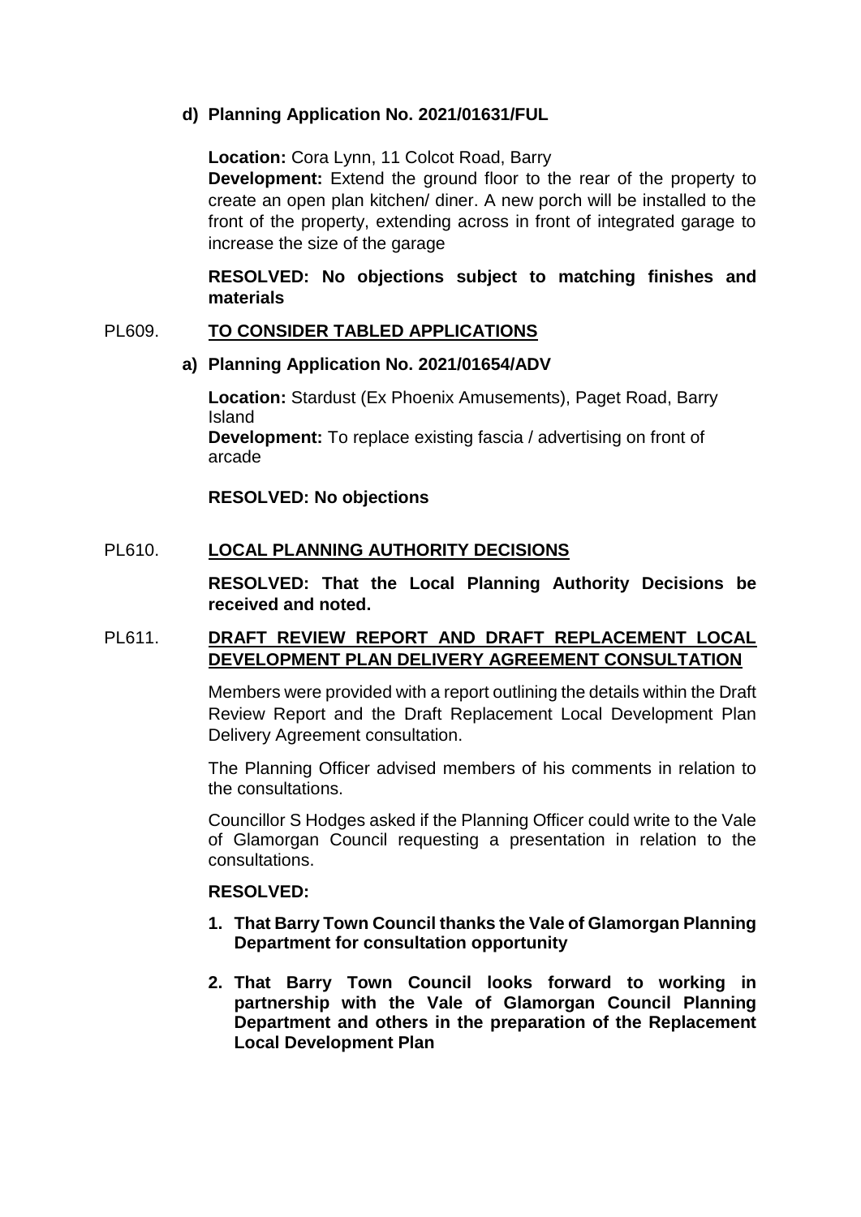**d) Planning Application No. 2021/01631/FUL**

**Location:** Cora Lynn, 11 Colcot Road, Barry

**Development:** Extend the ground floor to the rear of the property to create an open plan kitchen/ diner. A new porch will be installed to the front of the property, extending across in front of integrated garage to increase the size of the garage

**RESOLVED: No objections subject to matching finishes and materials**

PL609. **TO CONSIDER TABLED APPLICATIONS**

**a) Planning Application No. 2021/01654/ADV**

**Location:** Stardust (Ex Phoenix Amusements), Paget Road, Barry Island

**Development:** To replace existing fascia / advertising on front of arcade

**RESOLVED: No objections**

PL610. **LOCAL PLANNING AUTHORITY DECISIONS**

**RESOLVED: That the Local Planning Authority Decisions be received and noted.**

PL611. **DRAFT REVIEW REPORT AND DRAFT REPLACEMENT LOCAL DEVELOPMENT PLAN DELIVERY AGREEMENT CONSULTATION**

Members were provided with a report outlining the details within the Draft Review Report and the Draft Replacement Local Development Plan Delivery Agreement consultation.

The Planning Officer advised members of his comments in relation to the consultations.

Councillor S Hodges asked if the Planning Officer could write to the Vale of Glamorgan Council requesting a presentation in relation to the consultations.

**RESOLVED:**

1. **That Barry Town Council thanks the Vale of Glamorgan Planning Department for consultation opportunity**
2. **That Barry Town Council looks forward to working in partnership with the Vale of Glamorgan Council Planning Department and others in the preparation of the Replacement Local Development Plan**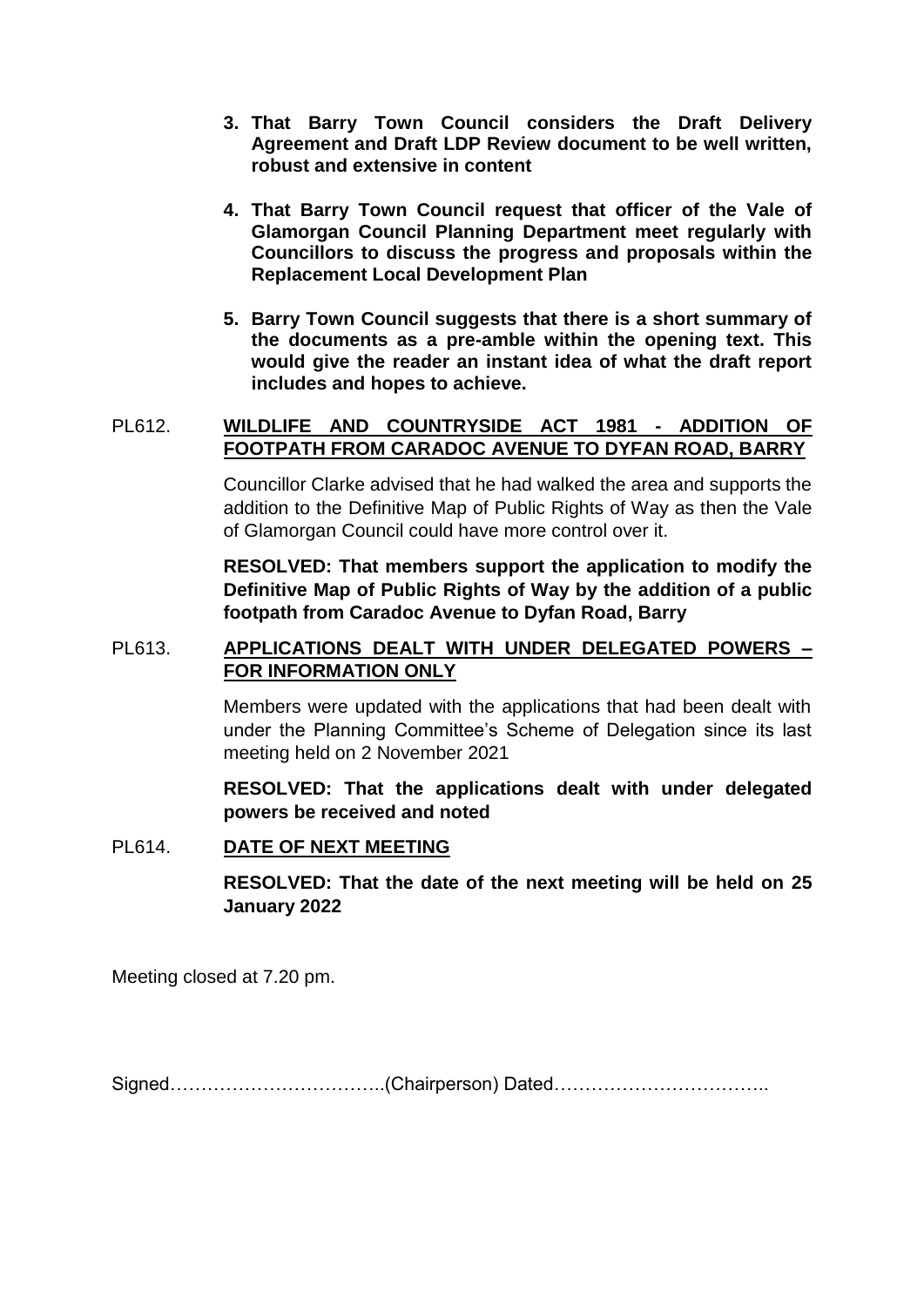3. **That Barry Town Council considers the Draft Delivery Agreement and Draft LDP Review document to be well written, robust and extensive in content**

4. **That Barry Town Council request that officer of the Vale of Glamorgan Council Planning Department meet regularly with Councillors to discuss the progress and proposals within the Replacement Local Development Plan**

5. **Barry Town Council suggests that there is a short summary of the documents as a pre-amble within the opening text. This would give the reader an instant idea of what the draft report includes and hopes to achieve.**

PL612. **<u>WILDLIFE AND COUNTRYSIDE ACT 1981 - ADDITION OF FOOTPATH FROM CARADOC AVENUE TO DYFAN ROAD, BARRY</u>**

Councillor Clarke advised that he had walked the area and supports the addition to the Definitive Map of Public Rights of Way as then the Vale of Glamorgan Council could have more control over it.

**RESOLVED: That members support the application to modify the Definitive Map of Public Rights of Way by the addition of a public footpath from Caradoc Avenue to Dyfan Road, Barry**

PL613. **<u>APPLICATIONS DEALT WITH UNDER DELEGATED POWERS – FOR INFORMATION ONLY</u>**

Members were updated with the applications that had been dealt with under the Planning Committee's Scheme of Delegation since its last meeting held on 2 November 2021

**RESOLVED: That the applications dealt with under delegated powers be received and noted**

PL614. **<u>DATE OF NEXT MEETING</u>**

**RESOLVED: That the date of the next meeting will be held on 25 January 2022**

Meeting closed at 7.20 pm.

Signed……………………………..(Chairperson) Dated……………………………..